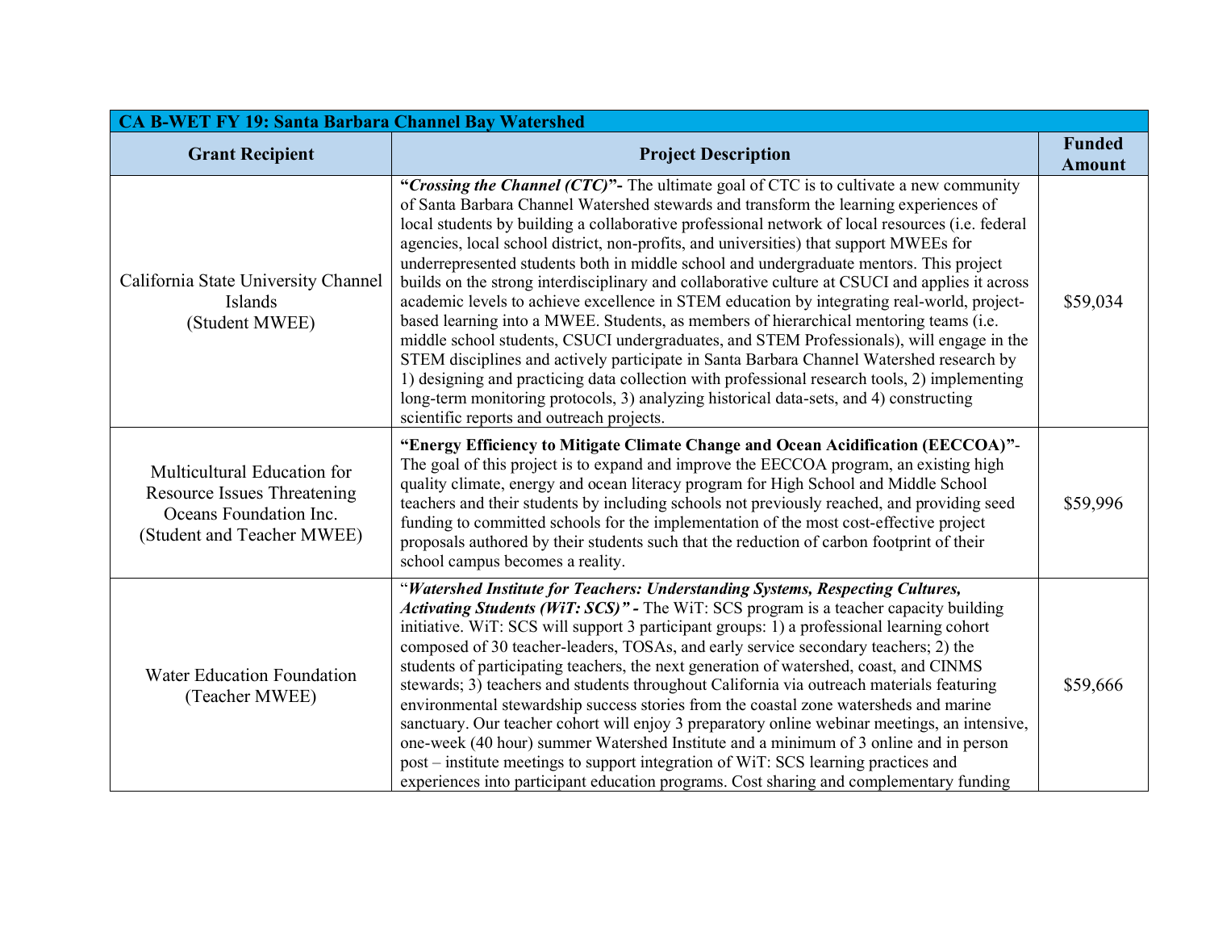| CA B-WET FY 19: Santa Barbara Channel Bay Watershed | | |
|---|---|---|
| **Grant Recipient** | **Project Description** | **Funded Amount** |
| California State University Channel Islands (Student MWEE) | **"*Crossing the Channel (CTC)*"-** The ultimate goal of CTC is to cultivate a new community of Santa Barbara Channel Watershed stewards and transform the learning experiences of local students by building a collaborative professional network of local resources (i.e. federal agencies, local school district, non-profits, and universities) that support MWEEs for underrepresented students both in middle school and undergraduate mentors. This project builds on the strong interdisciplinary and collaborative culture at CSUCI and applies it across academic levels to achieve excellence in STEM education by integrating real-world, project-based learning into a MWEE. Students, as members of hierarchical mentoring teams (i.e. middle school students, CSUCI undergraduates, and STEM Professionals), will engage in the STEM disciplines and actively participate in Santa Barbara Channel Watershed research by 1) designing and practicing data collection with professional research tools, 2) implementing long-term monitoring protocols, 3) analyzing historical data-sets, and 4) constructing scientific reports and outreach projects. | $59,034 |
| Multicultural Education for Resource Issues Threatening Oceans Foundation Inc. (Student and Teacher MWEE) | **"Energy Efficiency to Mitigate Climate Change and Ocean Acidification (EECCOA)"**- The goal of this project is to expand and improve the EECCOA program, an existing high quality climate, energy and ocean literacy program for High School and Middle School teachers and their students by including schools not previously reached, and providing seed funding to committed schools for the implementation of the most cost-effective project proposals authored by their students such that the reduction of carbon footprint of their school campus becomes a reality. | $59,996 |
| Water Education Foundation (Teacher MWEE) | "***Watershed Institute for Teachers: Understanding Systems, Respecting Cultures, Activating Students (WiT: SCS)" -*** The WiT: SCS program is a teacher capacity building initiative. WiT: SCS will support 3 participant groups: 1) a professional learning cohort composed of 30 teacher-leaders, TOSAs, and early service secondary teachers; 2) the students of participating teachers, the next generation of watershed, coast, and CINMS stewards; 3) teachers and students throughout California via outreach materials featuring environmental stewardship success stories from the coastal zone watersheds and marine sanctuary. Our teacher cohort will enjoy 3 preparatory online webinar meetings, an intensive, one-week (40 hour) summer Watershed Institute and a minimum of 3 online and in person post – institute meetings to support integration of WiT: SCS learning practices and experiences into participant education programs. Cost sharing and complementary funding | $59,666 |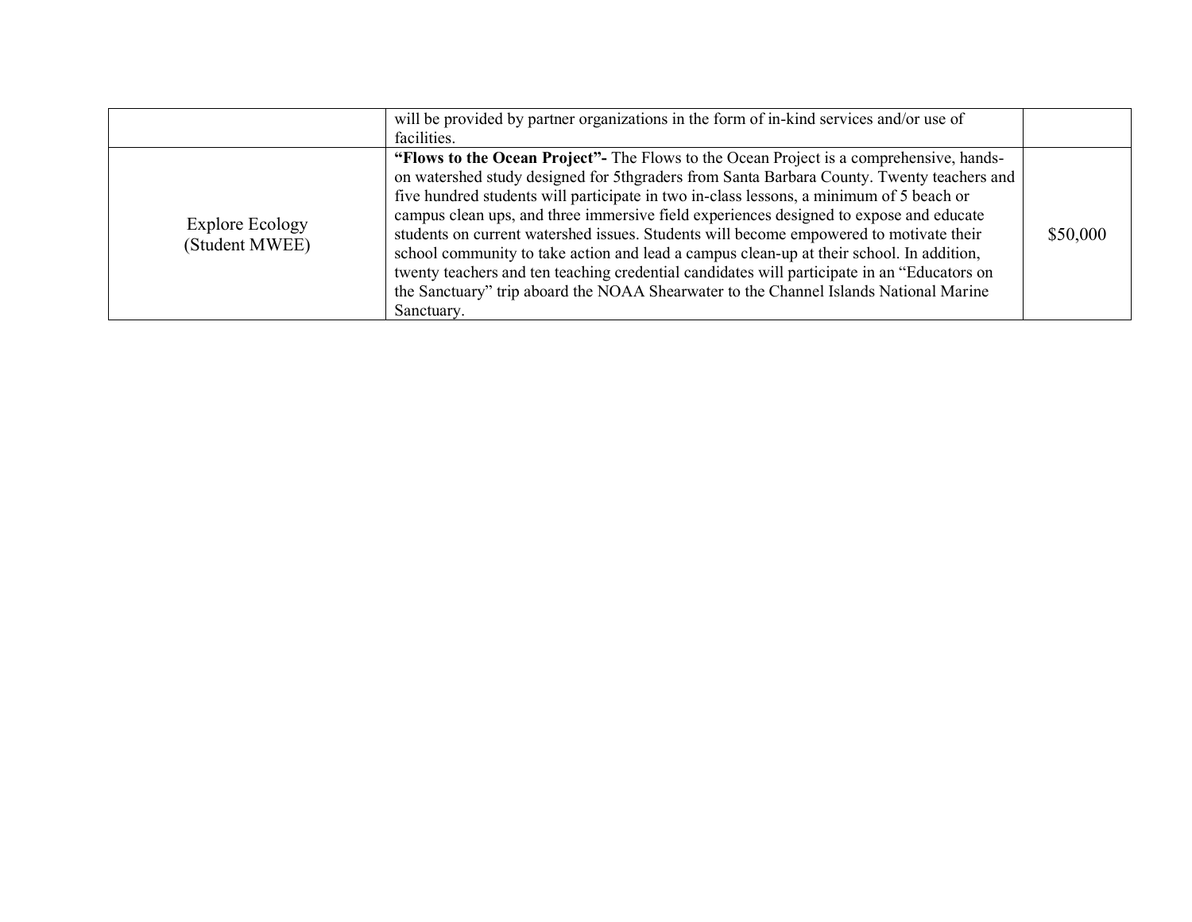| | | |
|---|---|---|
| | will be provided by partner organizations in the form of in-kind services and/or use of facilities. | |
| Explore Ecology (Student MWEE) | **"Flows to the Ocean Project"-** The Flows to the Ocean Project is a comprehensive, hands-on watershed study designed for 5thgraders from Santa Barbara County. Twenty teachers and five hundred students will participate in two in-class lessons, a minimum of 5 beach or campus clean ups, and three immersive field experiences designed to expose and educate students on current watershed issues. Students will become empowered to motivate their school community to take action and lead a campus clean-up at their school. In addition, twenty teachers and ten teaching credential candidates will participate in an "Educators on the Sanctuary" trip aboard the NOAA Shearwater to the Channel Islands National Marine Sanctuary. | $50,000 |